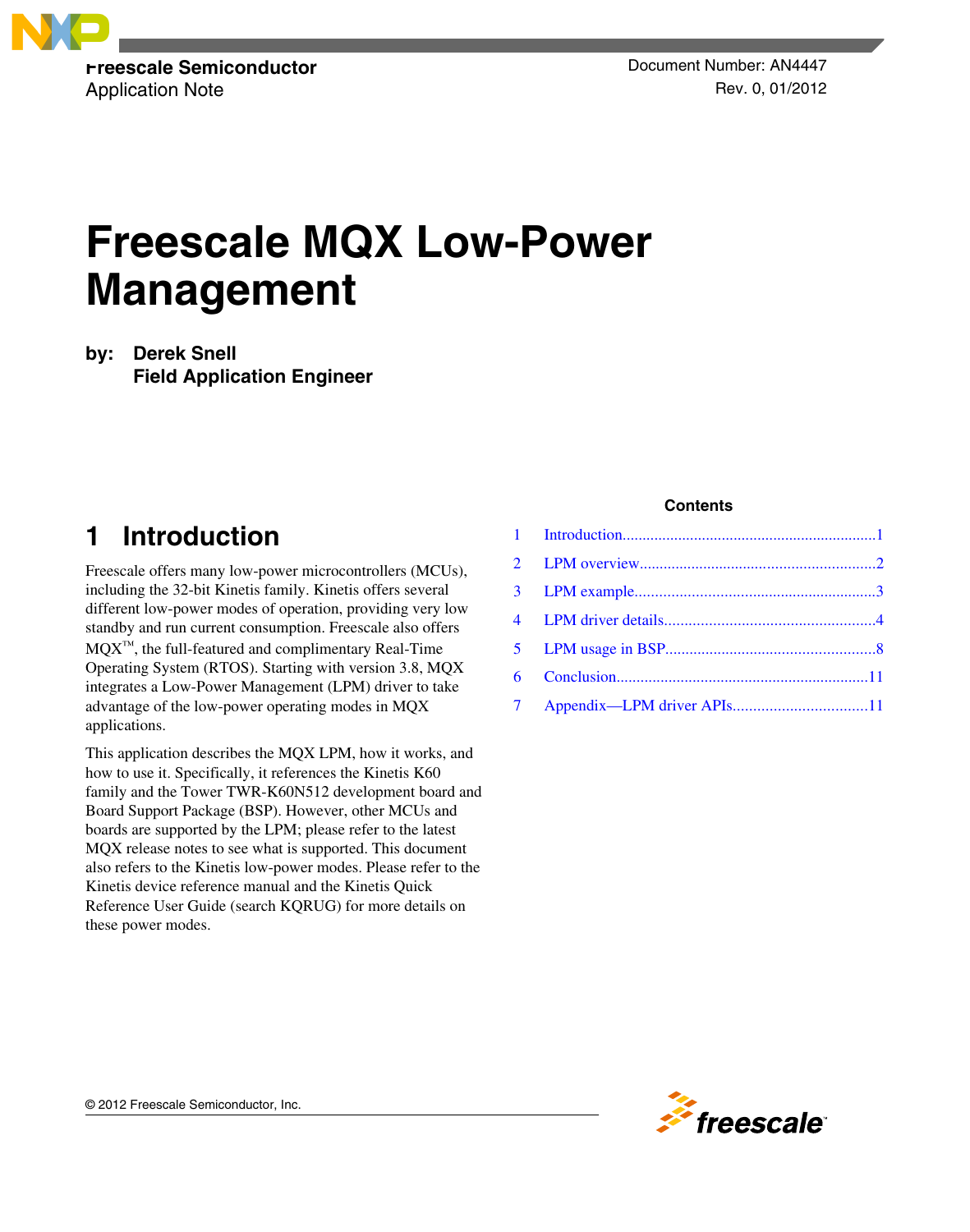Freescale Semiconductor
Application Note

Document Number: AN4447
Rev. 0, 01/2012

# Freescale MQX Low-Power Management

**by: Derek Snell**
**Field Application Engineer**

## Contents

| | | |
|---|---|---|
| 1 | Introduction | 1 |
| 2 | LPM overview | 2 |
| 3 | LPM example | 3 |
| 4 | LPM driver details | 4 |
| 5 | LPM usage in BSP | 8 |
| 6 | Conclusion | 11 |
| 7 | Appendix—LPM driver APIs | 11 |

## 1 Introduction

Freescale offers many low-power microcontrollers (MCUs), including the 32-bit Kinetis family. Kinetis offers several different low-power modes of operation, providing very low standby and run current consumption. Freescale also offers MQX™, the full-featured and complimentary Real-Time Operating System (RTOS). Starting with version 3.8, MQX integrates a Low-Power Management (LPM) driver to take advantage of the low-power operating modes in MQX applications.

This application describes the MQX LPM, how it works, and how to use it. Specifically, it references the Kinetis K60 family and the Tower TWR-K60N512 development board and Board Support Package (BSP). However, other MCUs and boards are supported by the LPM; please refer to the latest MQX release notes to see what is supported. This document also refers to the Kinetis low-power modes. Please refer to the Kinetis device reference manual and the Kinetis Quick Reference User Guide (search KQRUG) for more details on these power modes.

© 2012 Freescale Semiconductor, Inc.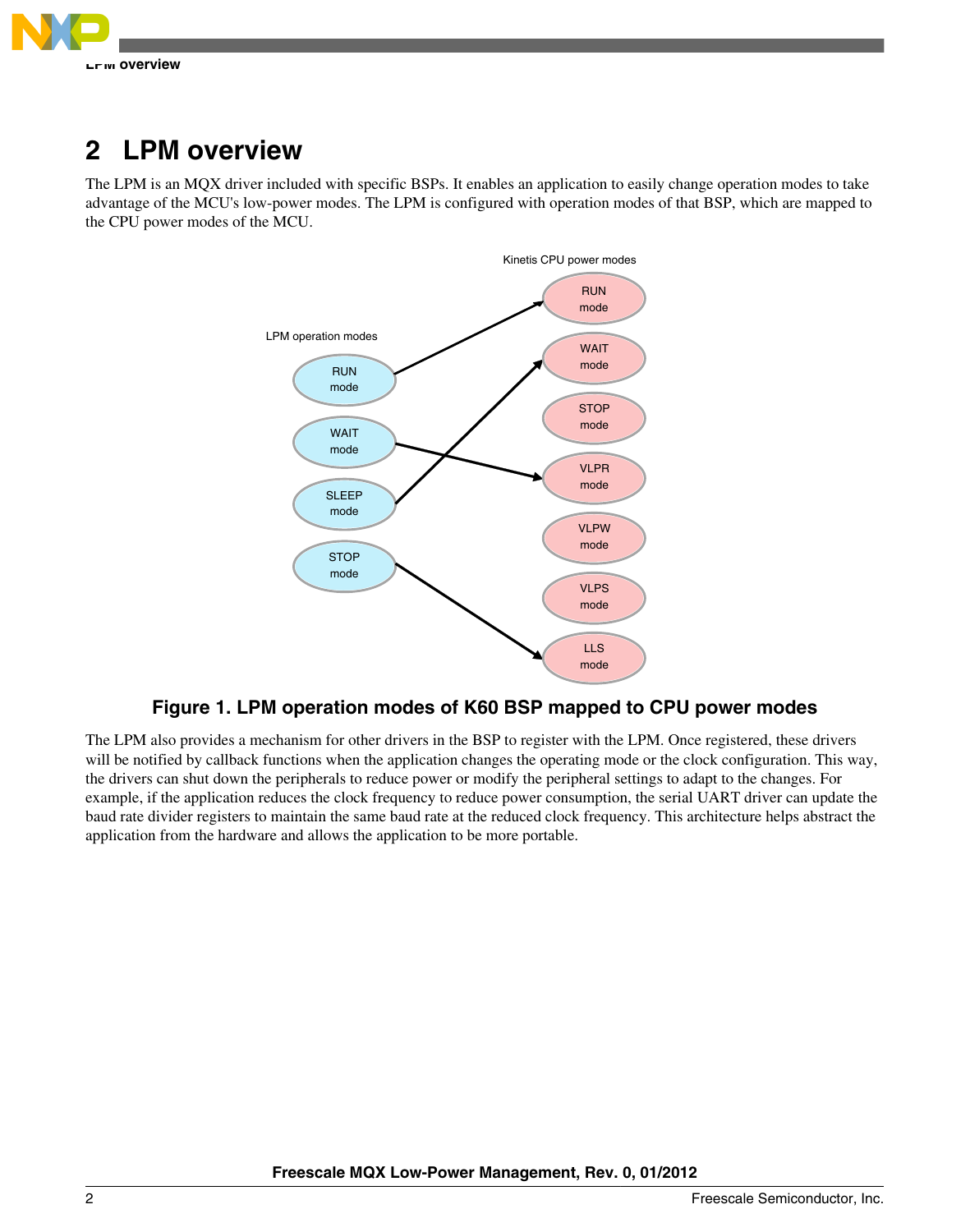# 2 LPM overview

The LPM is an MQX driver included with specific BSPs. It enables an application to easily change operation modes to take advantage of the MCU's low-power modes. The LPM is configured with operation modes of that BSP, which are mapped to the CPU power modes of the MCU.

**Figure 1. LPM operation modes of K60 BSP mapped to CPU power modes**

The LPM also provides a mechanism for other drivers in the BSP to register with the LPM. Once registered, these drivers will be notified by callback functions when the application changes the operating mode or the clock configuration. This way, the drivers can shut down the peripherals to reduce power or modify the peripheral settings to adapt to the changes. For example, if the application reduces the clock frequency to reduce power consumption, the serial UART driver can update the baud rate divider registers to maintain the same baud rate at the reduced clock frequency. This architecture helps abstract the application from the hardware and allows the application to be more portable.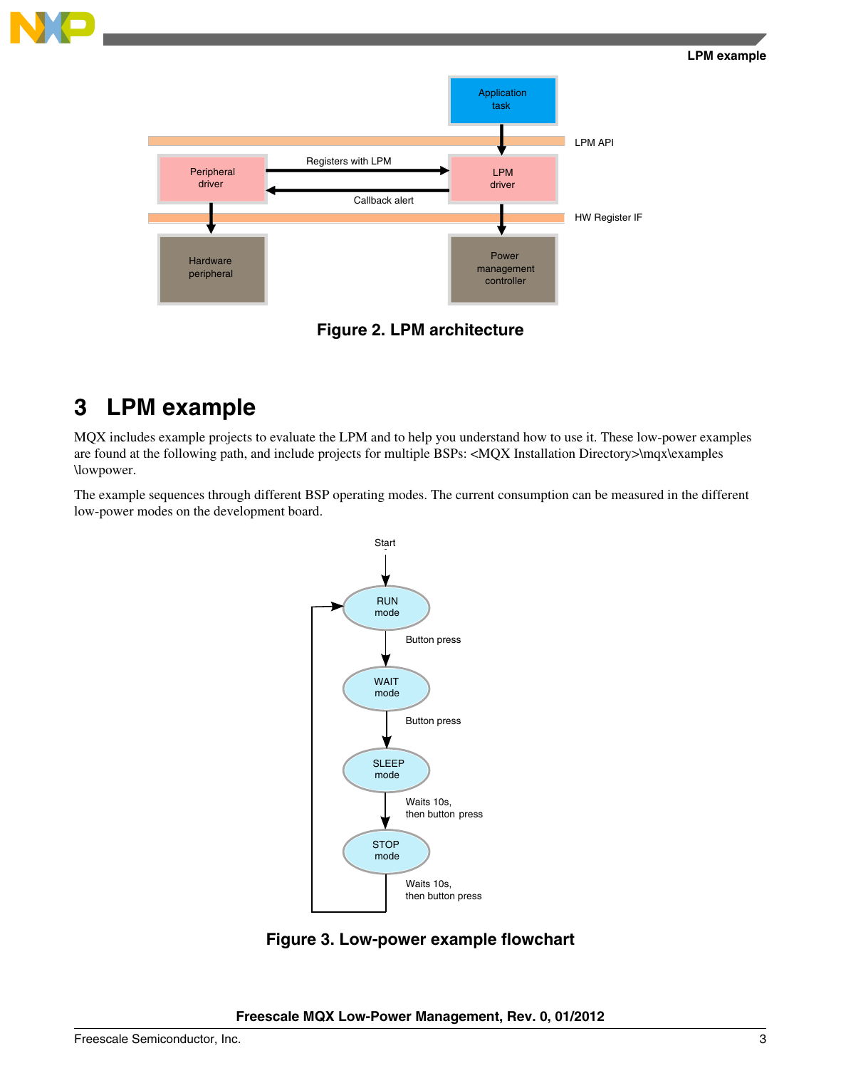Figure 2. LPM architecture

## 3 LPM example

MQX includes example projects to evaluate the LPM and to help you understand how to use it. These low-power examples are found at the following path, and include projects for multiple BSPs: <MQX Installation Directory>\mqx\examples \lowpower.

The example sequences through different BSP operating modes. The current consumption can be measured in the different low-power modes on the development board.

Figure 3. Low-power example flowchart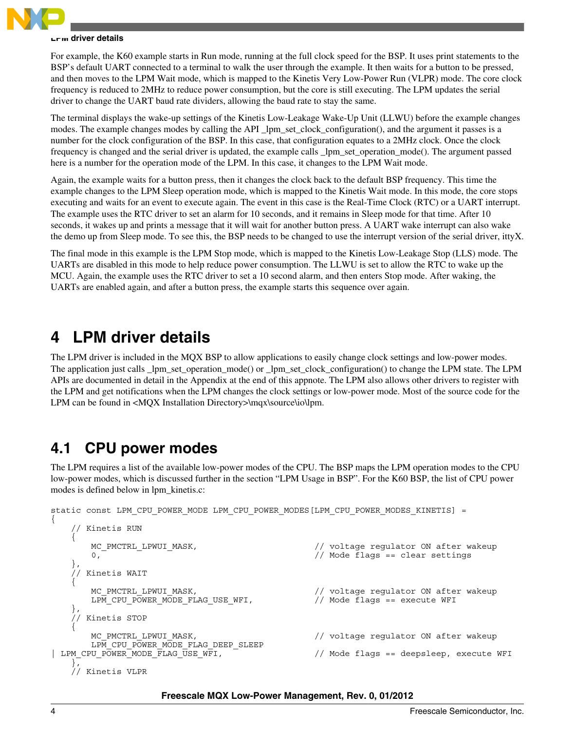For example, the K60 example starts in Run mode, running at the full clock speed for the BSP. It uses print statements to the BSP's default UART connected to a terminal to walk the user through the example. It then waits for a button to be pressed, and then moves to the LPM Wait mode, which is mapped to the Kinetis Very Low-Power Run (VLPR) mode. The core clock frequency is reduced to 2MHz to reduce power consumption, but the core is still executing. The LPM updates the serial driver to change the UART baud rate dividers, allowing the baud rate to stay the same.

The terminal displays the wake-up settings of the Kinetis Low-Leakage Wake-Up Unit (LLWU) before the example changes modes. The example changes modes by calling the API _lpm_set_clock_configuration(), and the argument it passes is a number for the clock configuration of the BSP. In this case, that configuration equates to a 2MHz clock. Once the clock frequency is changed and the serial driver is updated, the example calls _lpm_set_operation_mode(). The argument passed here is a number for the operation mode of the LPM. In this case, it changes to the LPM Wait mode.

Again, the example waits for a button press, then it changes the clock back to the default BSP frequency. This time the example changes to the LPM Sleep operation mode, which is mapped to the Kinetis Wait mode. In this mode, the core stops executing and waits for an event to execute again. The event in this case is the Real-Time Clock (RTC) or a UART interrupt. The example uses the RTC driver to set an alarm for 10 seconds, and it remains in Sleep mode for that time. After 10 seconds, it wakes up and prints a message that it will wait for another button press. A UART wake interrupt can also wake the demo up from Sleep mode. To see this, the BSP needs to be changed to use the interrupt version of the serial driver, ittyX.

The final mode in this example is the LPM Stop mode, which is mapped to the Kinetis Low-Leakage Stop (LLS) mode. The UARTs are disabled in this mode to help reduce power consumption. The LLWU is set to allow the RTC to wake up the MCU. Again, the example uses the RTC driver to set a 10 second alarm, and then enters Stop mode. After waking, the UARTs are enabled again, and after a button press, the example starts this sequence over again.

# 4 LPM driver details

The LPM driver is included in the MQX BSP to allow applications to easily change clock settings and low-power modes. The application just calls _lpm_set_operation_mode() or _lpm_set_clock_configuration() to change the LPM state. The LPM APIs are documented in detail in the Appendix at the end of this appnote. The LPM also allows other drivers to register with the LPM and get notifications when the LPM changes the clock settings or low-power mode. Most of the source code for the LPM can be found in <MQX Installation Directory>\mqx\source\io\lpm.

## 4.1 CPU power modes

The LPM requires a list of the available low-power modes of the CPU. The BSP maps the LPM operation modes to the CPU low-power modes, which is discussed further in the section "LPM Usage in BSP". For the K60 BSP, the list of CPU power modes is defined below in lpm_kinetis.c:

```
static const LPM_CPU_POWER_MODE LPM_CPU_POWER_MODES[LPM_CPU_POWER_MODES_KINETIS] =
{
    // Kinetis RUN
    {
        MC_PMCTRL_LPWUI_MASK,                           // voltage regulator ON after wakeup
        0,                                              // Mode flags == clear settings
    },
    // Kinetis WAIT
    {
        MC_PMCTRL_LPWUI_MASK,                           // voltage regulator ON after wakeup
        LPM_CPU_POWER_MODE_FLAG_USE_WFI,                // Mode flags == execute WFI
    },
    // Kinetis STOP
    {
        MC_PMCTRL_LPWUI_MASK,                           // voltage regulator ON after wakeup
        LPM_CPU_POWER_MODE_FLAG_DEEP_SLEEP
| LPM_CPU_POWER_MODE_FLAG_USE_WFI,                      // Mode flags == deepsleep, execute WFI
    },
    // Kinetis VLPR
```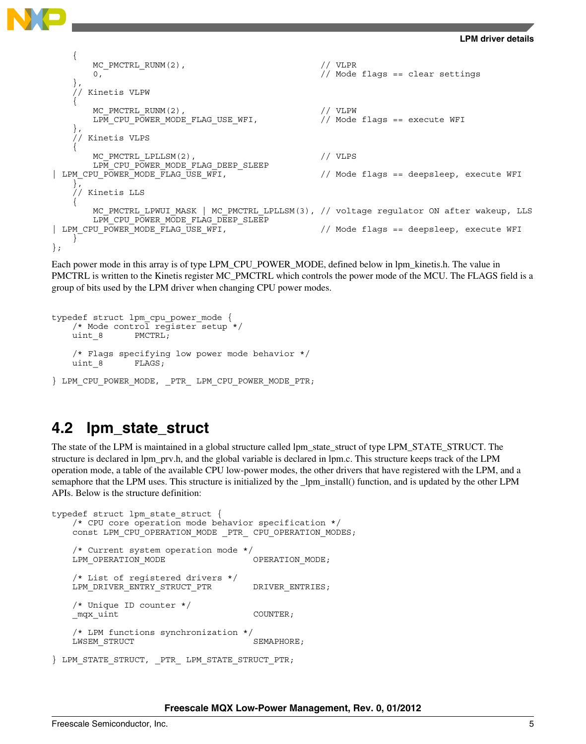```
    {
        MC_PMCTRL_RUNM(2),                          // VLPR
        0,                                          // Mode flags == clear settings
    },
    // Kinetis VLPW
    {
        MC_PMCTRL_RUNM(2),                          // VLPW
        LPM_CPU_POWER_MODE_FLAG_USE_WFI,            // Mode flags == execute WFI
    },
    // Kinetis VLPS
    {
        MC_PMCTRL_LPLLSM(2),                        // VLPS
        LPM_CPU_POWER_MODE_FLAG_DEEP_SLEEP
| LPM_CPU_POWER_MODE_FLAG_USE_WFI,                  // Mode flags == deepsleep, execute WFI
    },
    // Kinetis LLS
    {
        MC_PMCTRL_LPWUI_MASK | MC_PMCTRL_LPLLSM(3), // voltage regulator ON after wakeup, LLS
        LPM_CPU_POWER_MODE_FLAG_DEEP_SLEEP
| LPM_CPU_POWER_MODE_FLAG_USE_WFI,                  // Mode flags == deepsleep, execute WFI
    }
};
```

Each power mode in this array is of type LPM_CPU_POWER_MODE, defined below in lpm_kinetis.h. The value in PMCTRL is written to the Kinetis register MC_PMCTRL which controls the power mode of the MCU. The FLAGS field is a group of bits used by the LPM driver when changing CPU power modes.

```
typedef struct lpm_cpu_power_mode {
    /* Mode control register setup */
    uint_8      PMCTRL;

    /* Flags specifying low power mode behavior */
    uint_8      FLAGS;

} LPM_CPU_POWER_MODE, _PTR_ LPM_CPU_POWER_MODE_PTR;
```

## 4.2 lpm_state_struct

The state of the LPM is maintained in a global structure called lpm_state_struct of type LPM_STATE_STRUCT. The structure is declared in lpm_prv.h, and the global variable is declared in lpm.c. This structure keeps track of the LPM operation mode, a table of the available CPU low-power modes, the other drivers that have registered with the LPM, and a semaphore that the LPM uses. This structure is initialized by the _lpm_install() function, and is updated by the other LPM APIs. Below is the structure definition:

```
typedef struct lpm_state_struct {
    /* CPU core operation mode behavior specification */
    const LPM_CPU_OPERATION_MODE _PTR_ CPU_OPERATION_MODES;

    /* Current system operation mode */
    LPM_OPERATION_MODE                 OPERATION_MODE;

    /* List of registered drivers */
    LPM_DRIVER_ENTRY_STRUCT_PTR        DRIVER_ENTRIES;

    /* Unique ID counter */
    _mqx_uint                          COUNTER;

    /* LPM functions synchronization */
    LWSEM_STRUCT                       SEMAPHORE;

} LPM_STATE_STRUCT, _PTR_ LPM_STATE_STRUCT_PTR;
```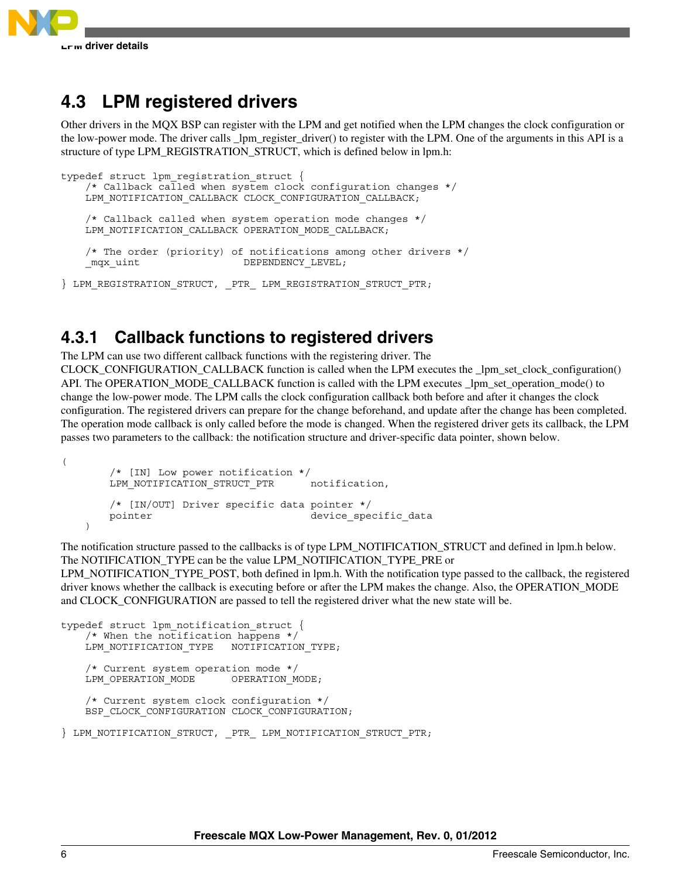## 4.3 LPM registered drivers

Other drivers in the MQX BSP can register with the LPM and get notified when the LPM changes the clock configuration or the low-power mode. The driver calls _lpm_register_driver() to register with the LPM. One of the arguments in this API is a structure of type LPM_REGISTRATION_STRUCT, which is defined below in lpm.h:

```
typedef struct lpm_registration_struct {
    /* Callback called when system clock configuration changes */
    LPM_NOTIFICATION_CALLBACK CLOCK_CONFIGURATION_CALLBACK;

    /* Callback called when system operation mode changes */
    LPM_NOTIFICATION_CALLBACK OPERATION_MODE_CALLBACK;

    /* The order (priority) of notifications among other drivers */
    _mqx_uint                 DEPENDENCY_LEVEL;

} LPM_REGISTRATION_STRUCT, _PTR_ LPM_REGISTRATION_STRUCT_PTR;
```

### 4.3.1 Callback functions to registered drivers

The LPM can use two different callback functions with the registering driver. The CLOCK_CONFIGURATION_CALLBACK function is called when the LPM executes the _lpm_set_clock_configuration() API. The OPERATION_MODE_CALLBACK function is called with the LPM executes _lpm_set_operation_mode() to change the low-power mode. The LPM calls the clock configuration callback both before and after it changes the clock configuration. The registered drivers can prepare for the change beforehand, and update after the change has been completed. The operation mode callback is only called before the mode is changed. When the registered driver gets its callback, the LPM passes two parameters to the callback: the notification structure and driver-specific data pointer, shown below.

```
(
        /* [IN] Low power notification */
        LPM_NOTIFICATION_STRUCT_PTR      notification,

        /* [IN/OUT] Driver specific data pointer */
        pointer                          device_specific_data
    )
```

The notification structure passed to the callbacks is of type LPM_NOTIFICATION_STRUCT and defined in lpm.h below. The NOTIFICATION_TYPE can be the value LPM_NOTIFICATION_TYPE_PRE or LPM_NOTIFICATION_TYPE_POST, both defined in lpm.h. With the notification type passed to the callback, the registered driver knows whether the callback is executing before or after the LPM makes the change. Also, the OPERATION_MODE and CLOCK_CONFIGURATION are passed to tell the registered driver what the new state will be.

```
typedef struct lpm_notification_struct {
    /* When the notification happens */
    LPM_NOTIFICATION_TYPE   NOTIFICATION_TYPE;

    /* Current system operation mode */
    LPM_OPERATION_MODE      OPERATION_MODE;

    /* Current system clock configuration */
    BSP_CLOCK_CONFIGURATION CLOCK_CONFIGURATION;

} LPM_NOTIFICATION_STRUCT, _PTR_ LPM_NOTIFICATION_STRUCT_PTR;
```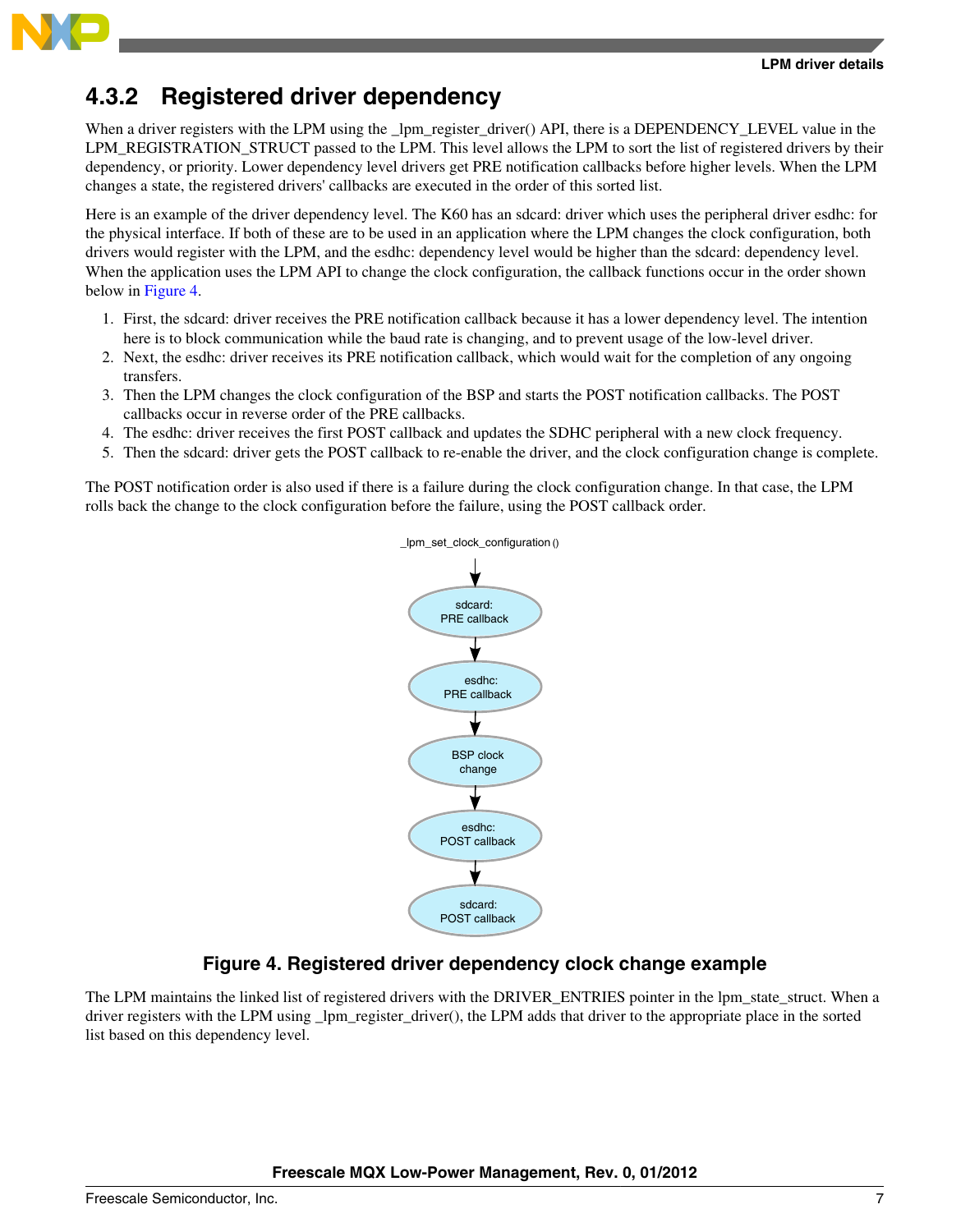### 4.3.2 Registered driver dependency

When a driver registers with the LPM using the _lpm_register_driver() API, there is a DEPENDENCY_LEVEL value in the LPM_REGISTRATION_STRUCT passed to the LPM. This level allows the LPM to sort the list of registered drivers by their dependency, or priority. Lower dependency level drivers get PRE notification callbacks before higher levels. When the LPM changes a state, the registered drivers' callbacks are executed in the order of this sorted list.

Here is an example of the driver dependency level. The K60 has an sdcard: driver which uses the peripheral driver esdhc: for the physical interface. If both of these are to be used in an application where the LPM changes the clock configuration, both drivers would register with the LPM, and the esdhc: dependency level would be higher than the sdcard: dependency level. When the application uses the LPM API to change the clock configuration, the callback functions occur in the order shown below in Figure 4.

1. First, the sdcard: driver receives the PRE notification callback because it has a lower dependency level. The intention here is to block communication while the baud rate is changing, and to prevent usage of the low-level driver.
2. Next, the esdhc: driver receives its PRE notification callback, which would wait for the completion of any ongoing transfers.
3. Then the LPM changes the clock configuration of the BSP and starts the POST notification callbacks. The POST callbacks occur in reverse order of the PRE callbacks.
4. The esdhc: driver receives the first POST callback and updates the SDHC peripheral with a new clock frequency.
5. Then the sdcard: driver gets the POST callback to re-enable the driver, and the clock configuration change is complete.

The POST notification order is also used if there is a failure during the clock configuration change. In that case, the LPM rolls back the change to the clock configuration before the failure, using the POST callback order.

_lpm_set_clock_configuration()

sdcard: PRE callback → esdhc: PRE callback → BSP clock change → esdhc: POST callback → sdcard: POST callback

**Figure 4. Registered driver dependency clock change example**

The LPM maintains the linked list of registered drivers with the DRIVER_ENTRIES pointer in the lpm_state_struct. When a driver registers with the LPM using _lpm_register_driver(), the LPM adds that driver to the appropriate place in the sorted list based on this dependency level.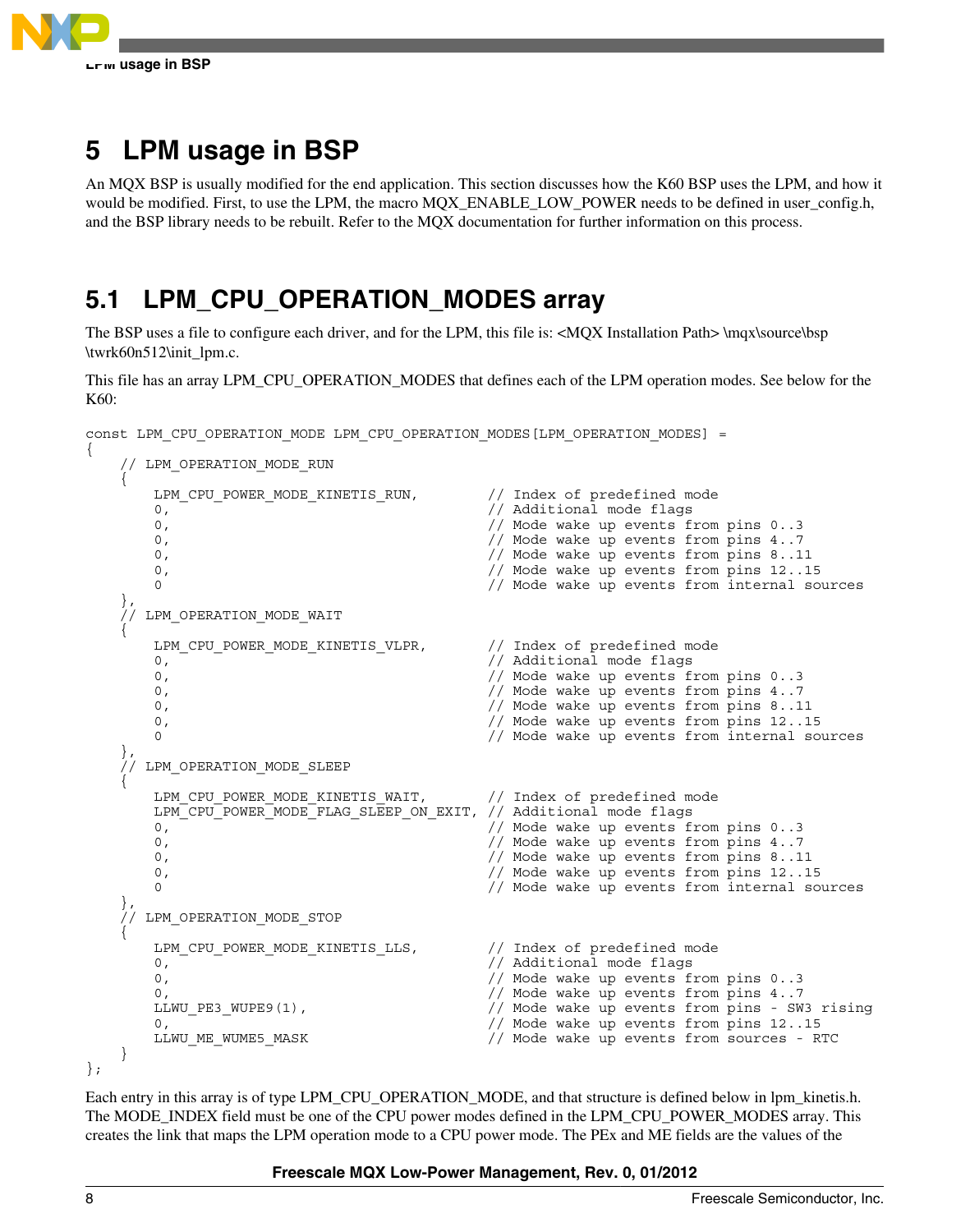# 5 LPM usage in BSP

An MQX BSP is usually modified for the end application. This section discusses how the K60 BSP uses the LPM, and how it would be modified. First, to use the LPM, the macro MQX_ENABLE_LOW_POWER needs to be defined in user_config.h, and the BSP library needs to be rebuilt. Refer to the MQX documentation for further information on this process.

## 5.1 LPM_CPU_OPERATION_MODES array

The BSP uses a file to configure each driver, and for the LPM, this file is: <MQX Installation Path> \mqx\source\bsp \twrk60n512\init_lpm.c.

This file has an array LPM_CPU_OPERATION_MODES that defines each of the LPM operation modes. See below for the K60:

```
const LPM_CPU_OPERATION_MODE LPM_CPU_OPERATION_MODES[LPM_OPERATION_MODES] =
{
    // LPM_OPERATION_MODE_RUN
    {
        LPM_CPU_POWER_MODE_KINETIS_RUN,         // Index of predefined mode
        0,                                      // Additional mode flags
        0,                                      // Mode wake up events from pins 0..3
        0,                                      // Mode wake up events from pins 4..7
        0,                                      // Mode wake up events from pins 8..11
        0,                                      // Mode wake up events from pins 12..15
        0                                       // Mode wake up events from internal sources
    },
    // LPM_OPERATION_MODE_WAIT
    {
        LPM_CPU_POWER_MODE_KINETIS_VLPR,        // Index of predefined mode
        0,                                      // Additional mode flags
        0,                                      // Mode wake up events from pins 0..3
        0,                                      // Mode wake up events from pins 4..7
        0,                                      // Mode wake up events from pins 8..11
        0,                                      // Mode wake up events from pins 12..15
        0                                       // Mode wake up events from internal sources
    },
    // LPM_OPERATION_MODE_SLEEP
    {
        LPM_CPU_POWER_MODE_KINETIS_WAIT,        // Index of predefined mode
        LPM_CPU_POWER_MODE_FLAG_SLEEP_ON_EXIT,  // Additional mode flags
        0,                                      // Mode wake up events from pins 0..3
        0,                                      // Mode wake up events from pins 4..7
        0,                                      // Mode wake up events from pins 8..11
        0,                                      // Mode wake up events from pins 12..15
        0                                       // Mode wake up events from internal sources
    },
    // LPM_OPERATION_MODE_STOP
    {
        LPM_CPU_POWER_MODE_KINETIS_LLS,         // Index of predefined mode
        0,                                      // Additional mode flags
        0,                                      // Mode wake up events from pins 0..3
        0,                                      // Mode wake up events from pins 4..7
        LLWU_PE3_WUPE9(1),                      // Mode wake up events from pins - SW3 rising
        0,                                      // Mode wake up events from pins 12..15
        LLWU_ME_WUME5_MASK                      // Mode wake up events from sources - RTC
    }
};
```

Each entry in this array is of type LPM_CPU_OPERATION_MODE, and that structure is defined below in lpm_kinetis.h. The MODE_INDEX field must be one of the CPU power modes defined in the LPM_CPU_POWER_MODES array. This creates the link that maps the LPM operation mode to a CPU power mode. The PEx and ME fields are the values of the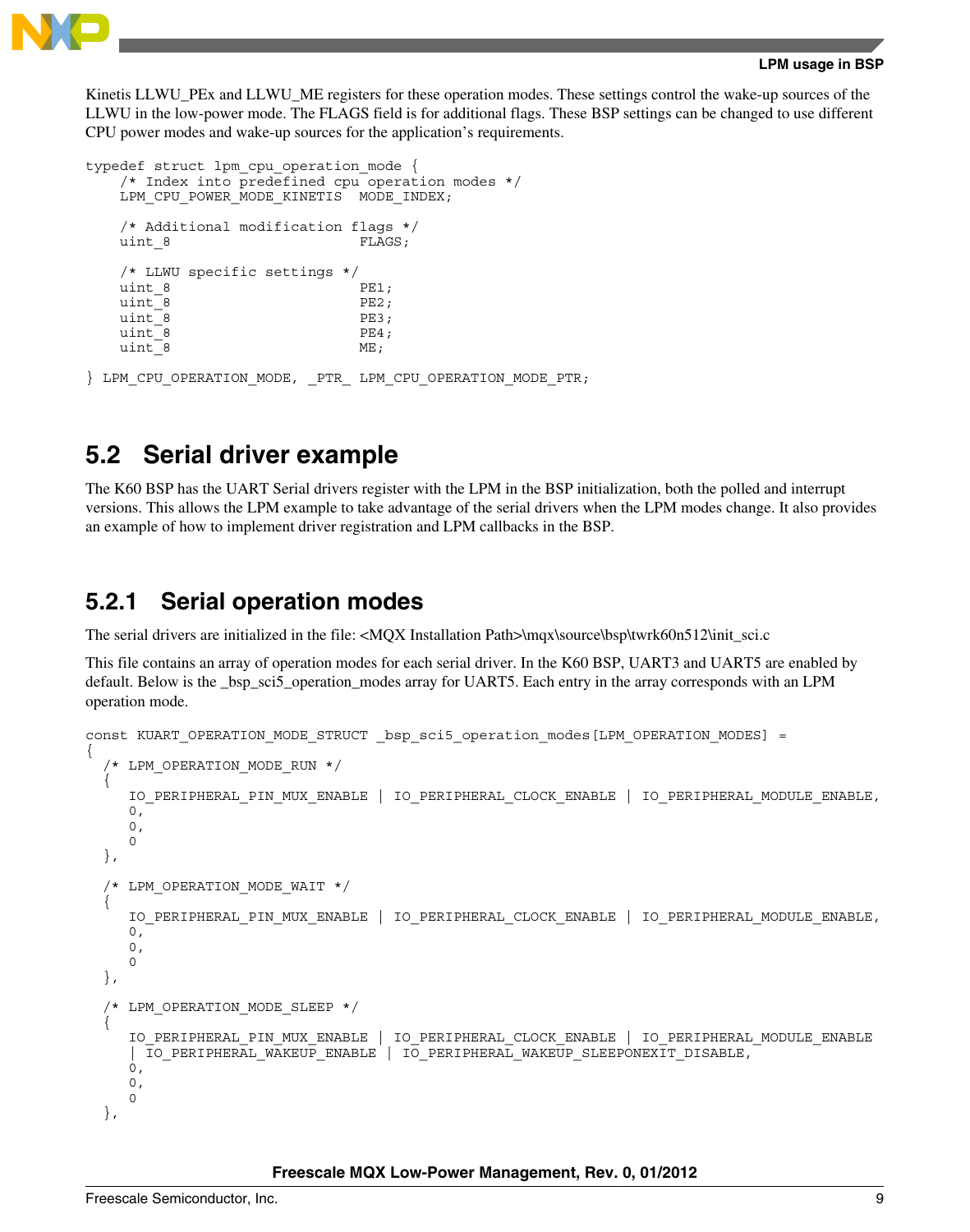Kinetis LLWU_PEx and LLWU_ME registers for these operation modes. These settings control the wake-up sources of the LLWU in the low-power mode. The FLAGS field is for additional flags. These BSP settings can be changed to use different CPU power modes and wake-up sources for the application's requirements.

```
typedef struct lpm_cpu_operation_mode {
    /* Index into predefined cpu operation modes */
    LPM_CPU_POWER_MODE_KINETIS  MODE_INDEX;

    /* Additional modification flags */
    uint_8                      FLAGS;

    /* LLWU specific settings */
    uint_8                      PE1;
    uint_8                      PE2;
    uint_8                      PE3;
    uint_8                      PE4;
    uint_8                      ME;

} LPM_CPU_OPERATION_MODE, _PTR_ LPM_CPU_OPERATION_MODE_PTR;
```

## 5.2 Serial driver example

The K60 BSP has the UART Serial drivers register with the LPM in the BSP initialization, both the polled and interrupt versions. This allows the LPM example to take advantage of the serial drivers when the LPM modes change. It also provides an example of how to implement driver registration and LPM callbacks in the BSP.

### 5.2.1 Serial operation modes

The serial drivers are initialized in the file: <MQX Installation Path>\mqx\source\bsp\twrk60n512\init_sci.c

This file contains an array of operation modes for each serial driver. In the K60 BSP, UART3 and UART5 are enabled by default. Below is the _bsp_sci5_operation_modes array for UART5. Each entry in the array corresponds with an LPM operation mode.

```
const KUART_OPERATION_MODE_STRUCT _bsp_sci5_operation_modes[LPM_OPERATION_MODES] =
{
  /* LPM_OPERATION_MODE_RUN */
  {
     IO_PERIPHERAL_PIN_MUX_ENABLE | IO_PERIPHERAL_CLOCK_ENABLE | IO_PERIPHERAL_MODULE_ENABLE,
     0,
     0,
     0
  },

  /* LPM_OPERATION_MODE_WAIT */
  {
     IO_PERIPHERAL_PIN_MUX_ENABLE | IO_PERIPHERAL_CLOCK_ENABLE | IO_PERIPHERAL_MODULE_ENABLE,
     0,
     0,
     0
  },

  /* LPM_OPERATION_MODE_SLEEP */
  {
     IO_PERIPHERAL_PIN_MUX_ENABLE | IO_PERIPHERAL_CLOCK_ENABLE | IO_PERIPHERAL_MODULE_ENABLE
     | IO_PERIPHERAL_WAKEUP_ENABLE | IO_PERIPHERAL_WAKEUP_SLEEPONEXIT_DISABLE,
     0,
     0,
     0
  },
```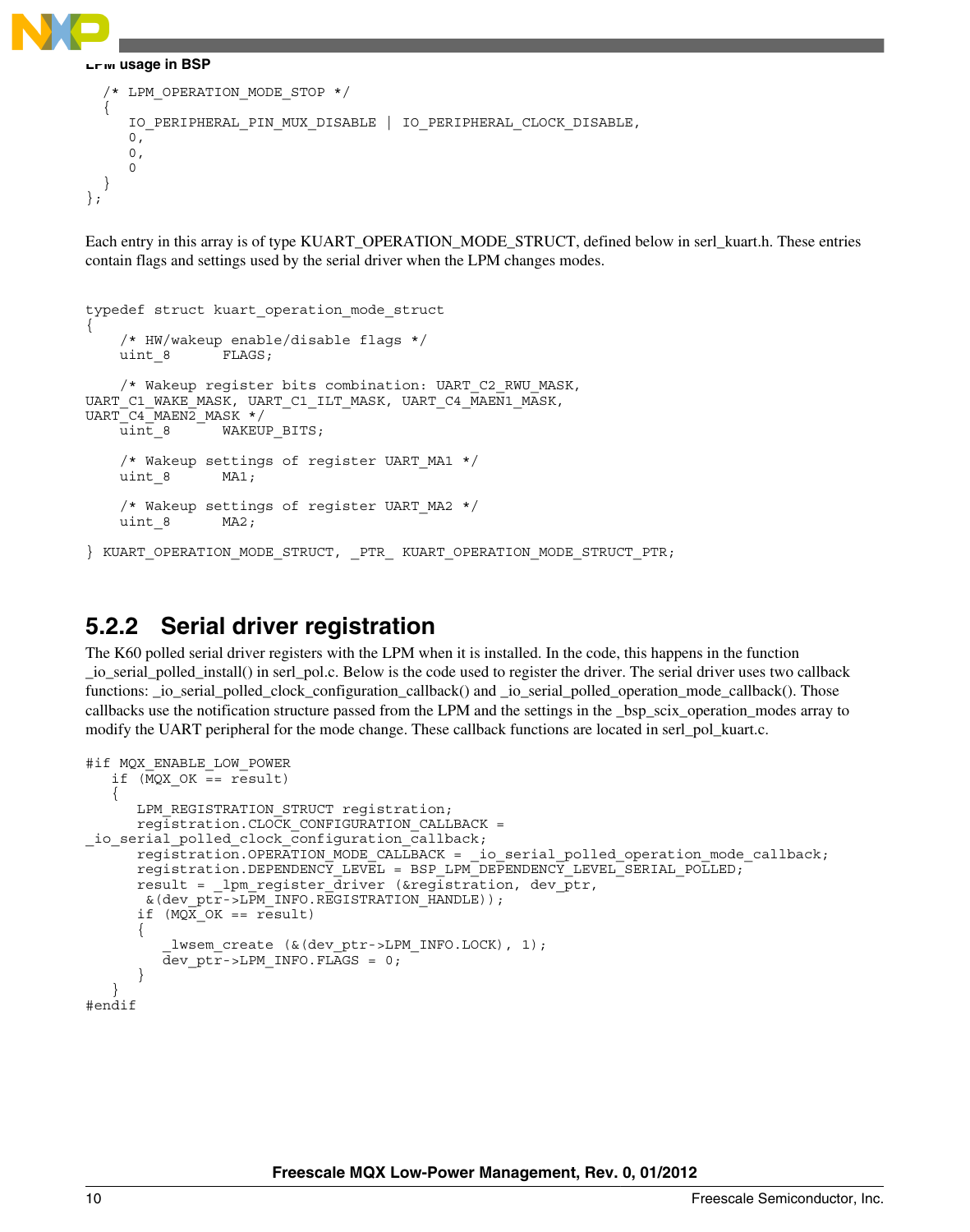```
   /* LPM_OPERATION_MODE_STOP */
   {
      IO_PERIPHERAL_PIN_MUX_DISABLE | IO_PERIPHERAL_CLOCK_DISABLE,
      0,
      0,
      0
   }
};
```

Each entry in this array is of type KUART_OPERATION_MODE_STRUCT, defined below in serl_kuart.h. These entries contain flags and settings used by the serial driver when the LPM changes modes.

```
typedef struct kuart_operation_mode_struct
{
    /* HW/wakeup enable/disable flags */
    uint_8      FLAGS;

    /* Wakeup register bits combination: UART_C2_RWU_MASK,
UART_C1_WAKE_MASK, UART_C1_ILT_MASK, UART_C4_MAEN1_MASK,
UART_C4_MAEN2_MASK */
    uint_8      WAKEUP_BITS;

    /* Wakeup settings of register UART_MA1 */
    uint_8      MA1;

    /* Wakeup settings of register UART_MA2 */
    uint_8      MA2;

} KUART_OPERATION_MODE_STRUCT, _PTR_ KUART_OPERATION_MODE_STRUCT_PTR;
```

## 5.2.2 Serial driver registration

The K60 polled serial driver registers with the LPM when it is installed. In the code, this happens in the function _io_serial_polled_install() in serl_pol.c. Below is the code used to register the driver. The serial driver uses two callback functions: _io_serial_polled_clock_configuration_callback() and _io_serial_polled_operation_mode_callback(). Those callbacks use the notification structure passed from the LPM and the settings in the _bsp_scix_operation_modes array to modify the UART peripheral for the mode change. These callback functions are located in serl_pol_kuart.c.

```
#if MQX_ENABLE_LOW_POWER
   if (MQX_OK == result)
   {
      LPM_REGISTRATION_STRUCT registration;
      registration.CLOCK_CONFIGURATION_CALLBACK =
_io_serial_polled_clock_configuration_callback;
      registration.OPERATION_MODE_CALLBACK = _io_serial_polled_operation_mode_callback;
      registration.DEPENDENCY_LEVEL = BSP_LPM_DEPENDENCY_LEVEL_SERIAL_POLLED;
      result = _lpm_register_driver (&registration, dev_ptr,
       &(dev_ptr->LPM_INFO.REGISTRATION_HANDLE));
      if (MQX_OK == result)
      {
         _lwsem_create (&(dev_ptr->LPM_INFO.LOCK), 1);
         dev_ptr->LPM_INFO.FLAGS = 0;
      }
   }
#endif
```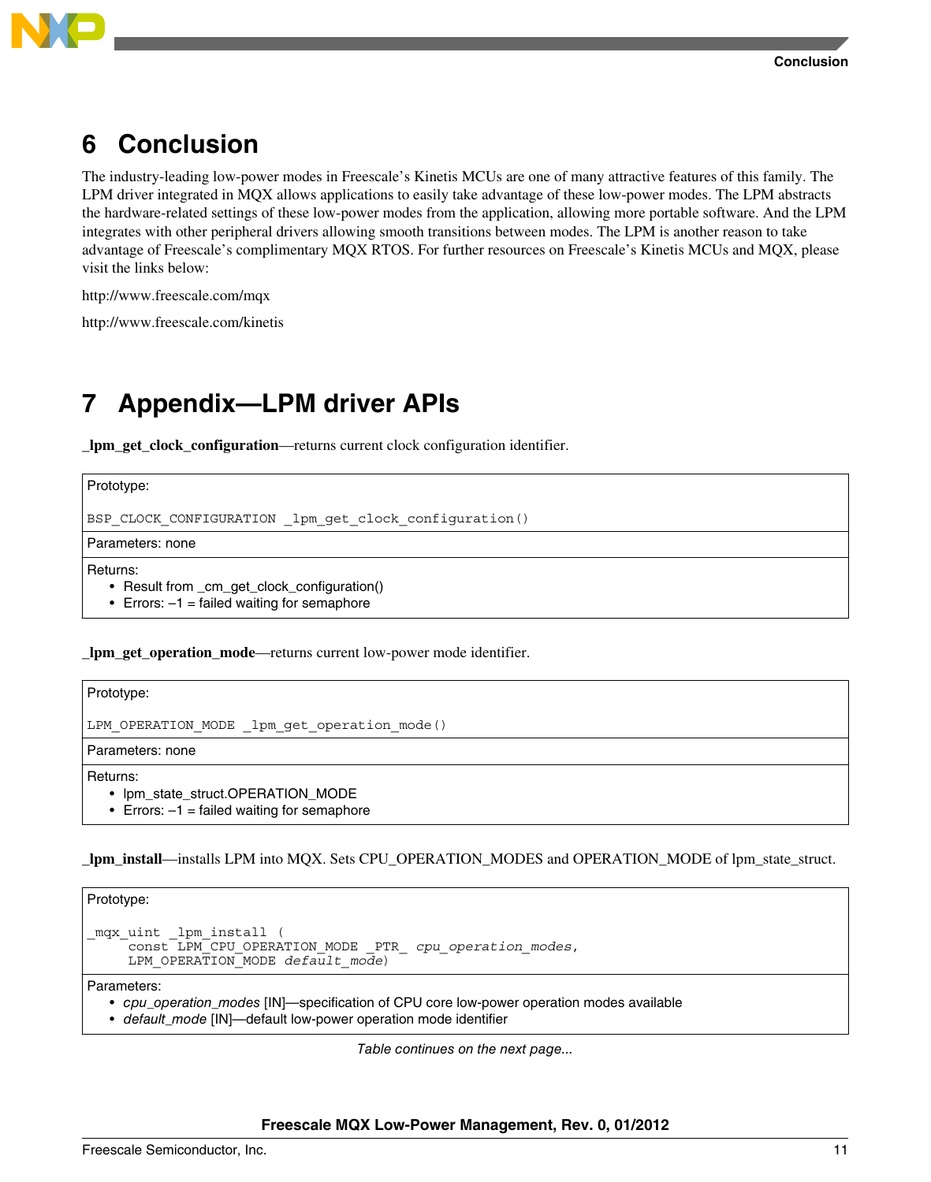# 6 Conclusion

The industry-leading low-power modes in Freescale's Kinetis MCUs are one of many attractive features of this family. The LPM driver integrated in MQX allows applications to easily take advantage of these low-power modes. The LPM abstracts the hardware-related settings of these low-power modes from the application, allowing more portable software. And the LPM integrates with other peripheral drivers allowing smooth transitions between modes. The LPM is another reason to take advantage of Freescale's complimentary MQX RTOS. For further resources on Freescale's Kinetis MCUs and MQX, please visit the links below:

http://www.freescale.com/mqx

http://www.freescale.com/kinetis

# 7 Appendix—LPM driver APIs

**_lpm_get_clock_configuration**—returns current clock configuration identifier.

| Prototype:<br>`BSP_CLOCK_CONFIGURATION _lpm_get_clock_configuration()` |
|---|
| Parameters: none |
| Returns:<br>• Result from _cm_get_clock_configuration()<br>• Errors: –1 = failed waiting for semaphore |

**_lpm_get_operation_mode**—returns current low-power mode identifier.

| Prototype:<br>`LPM_OPERATION_MODE _lpm_get_operation_mode()` |
|---|
| Parameters: none |
| Returns:<br>• lpm_state_struct.OPERATION_MODE<br>• Errors: –1 = failed waiting for semaphore |

**_lpm_install**—installs LPM into MQX. Sets CPU_OPERATION_MODES and OPERATION_MODE of lpm_state_struct.

| Prototype:<br>`_mqx_uint _lpm_install ( const LPM_CPU_OPERATION_MODE _PTR_ cpu_operation_modes, LPM_OPERATION_MODE default_mode)` |
|---|
| Parameters:<br>• *cpu_operation_modes* [IN]—specification of CPU core low-power operation modes available<br>• *default_mode* [IN]—default low-power operation mode identifier |

*Table continues on the next page...*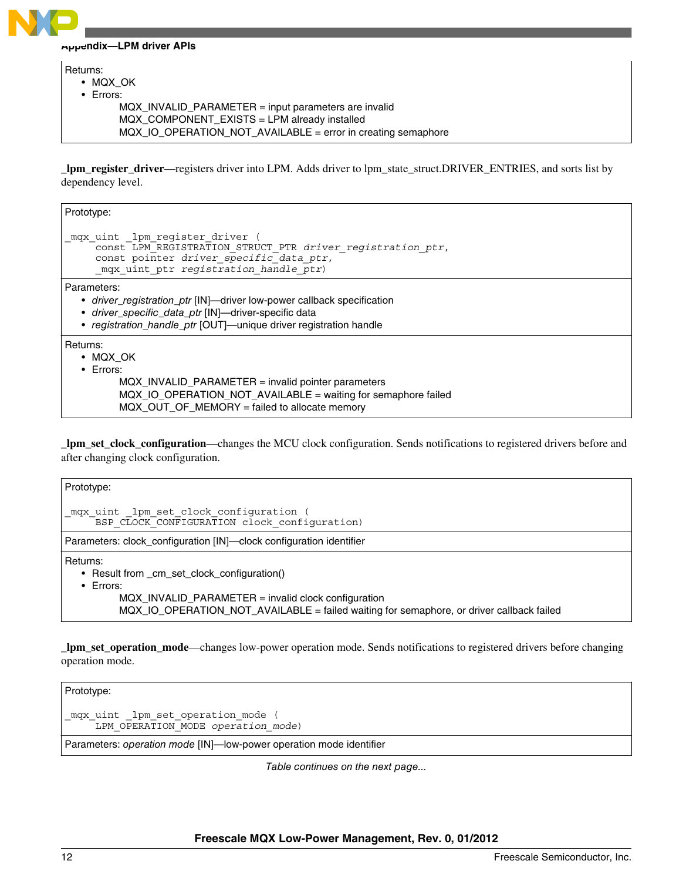| Returns: |
|---|
| • MQX_OK<br>• Errors:<br>MQX_INVALID_PARAMETER = input parameters are invalid<br>MQX_COMPONENT_EXISTS = LPM already installed<br>MQX_IO_OPERATION_NOT_AVAILABLE = error in creating semaphore |

**_lpm_register_driver**—registers driver into LPM. Adds driver to lpm_state_struct.DRIVER_ENTRIES, and sorts list by dependency level.

Prototype:

```
_mqx_uint _lpm_register_driver (
     const LPM_REGISTRATION_STRUCT_PTR driver_registration_ptr,
     const pointer driver_specific_data_ptr,
     _mqx_uint_ptr registration_handle_ptr)
```

Parameters:

- *driver_registration_ptr* [IN]—driver low-power callback specification
- *driver_specific_data_ptr* [IN]—driver-specific data
- *registration_handle_ptr* [OUT]—unique driver registration handle

Returns:

- MQX_OK
- Errors:
  - MQX_INVALID_PARAMETER = invalid pointer parameters
  - MQX_IO_OPERATION_NOT_AVAILABLE = waiting for semaphore failed
  - MQX_OUT_OF_MEMORY = failed to allocate memory

**_lpm_set_clock_configuration**—changes the MCU clock configuration. Sends notifications to registered drivers before and after changing clock configuration.

Prototype:

```
_mqx_uint _lpm_set_clock_configuration (
     BSP_CLOCK_CONFIGURATION clock_configuration)
```

Parameters: clock_configuration [IN]—clock configuration identifier

Returns:

- Result from _cm_set_clock_configuration()
- Errors:
  - MQX_INVALID_PARAMETER = invalid clock configuration
  - MQX_IO_OPERATION_NOT_AVAILABLE = failed waiting for semaphore, or driver callback failed

**_lpm_set_operation_mode**—changes low-power operation mode. Sends notifications to registered drivers before changing operation mode.

Prototype:

```
_mqx_uint _lpm_set_operation_mode (
     LPM_OPERATION_MODE operation_mode)
```

Parameters: *operation mode* [IN]—low-power operation mode identifier

*Table continues on the next page...*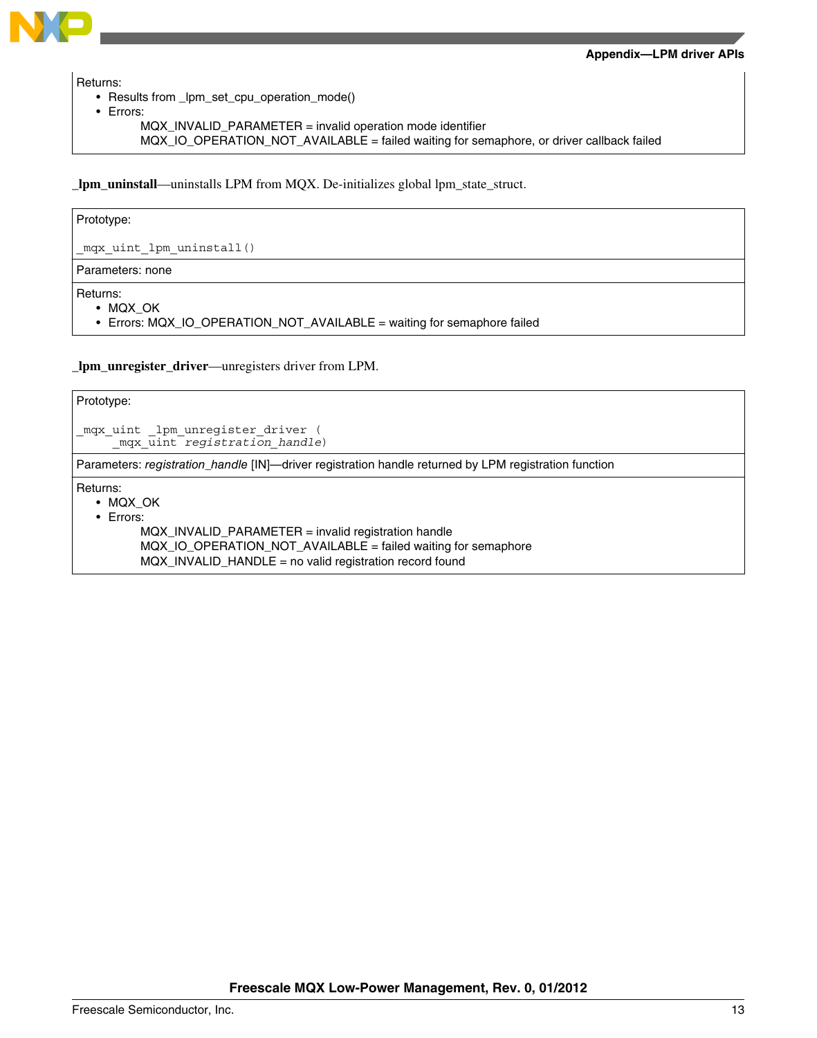| Returns: |
| --- |
| • Results from _lpm_set_cpu_operation_mode()<br>• Errors:<br>MQX_INVALID_PARAMETER = invalid operation mode identifier<br>MQX_IO_OPERATION_NOT_AVAILABLE = failed waiting for semaphore, or driver callback failed |

**_lpm_uninstall**—uninstalls LPM from MQX. De-initializes global lpm_state_struct.

| Prototype: |
| --- |
| `_mqx_uint _lpm_uninstall()` |
| Parameters: none |
| Returns:<br>• MQX_OK<br>• Errors: MQX_IO_OPERATION_NOT_AVAILABLE = waiting for semaphore failed |

**_lpm_unregister_driver**—unregisters driver from LPM.

| Prototype: |
| --- |
| `_mqx_uint _lpm_unregister_driver (`<br>`    _mqx_uint registration_handle)` |
| Parameters: *registration_handle* [IN]—driver registration handle returned by LPM registration function |
| Returns:<br>• MQX_OK<br>• Errors:<br>MQX_INVALID_PARAMETER = invalid registration handle<br>MQX_IO_OPERATION_NOT_AVAILABLE = failed waiting for semaphore<br>MQX_INVALID_HANDLE = no valid registration record found |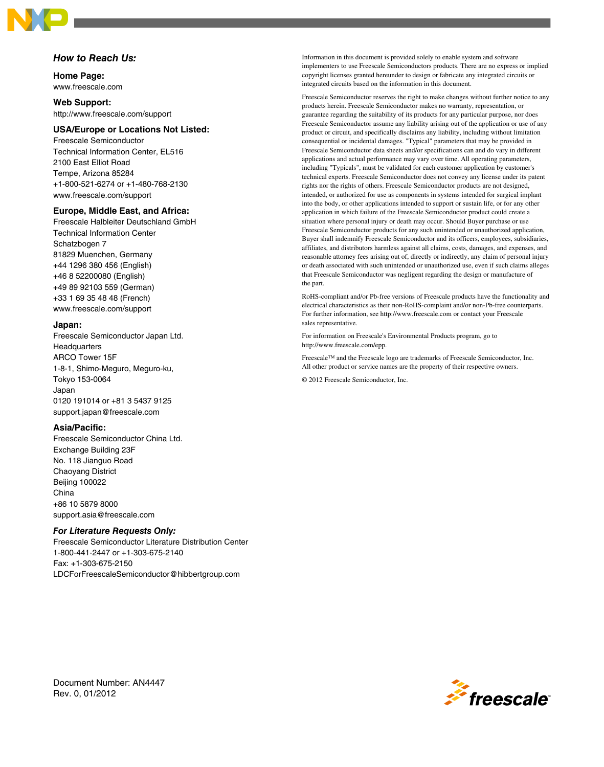### *How to Reach Us:*

**Home Page:**
www.freescale.com

**Web Support:**
http://www.freescale.com/support

**USA/Europe or Locations Not Listed:**
Freescale Semiconductor
Technical Information Center, EL516
2100 East Elliot Road
Tempe, Arizona 85284
+1-800-521-6274 or +1-480-768-2130
www.freescale.com/support

**Europe, Middle East, and Africa:**
Freescale Halbleiter Deutschland GmbH
Technical Information Center
Schatzbogen 7
81829 Muenchen, Germany
+44 1296 380 456 (English)
+46 8 52200080 (English)
+49 89 92103 559 (German)
+33 1 69 35 48 48 (French)
www.freescale.com/support

**Japan:**
Freescale Semiconductor Japan Ltd.
Headquarters
ARCO Tower 15F
1-8-1, Shimo-Meguro, Meguro-ku,
Tokyo 153-0064
Japan
0120 191014 or +81 3 5437 9125
support.japan@freescale.com

**Asia/Pacific:**
Freescale Semiconductor China Ltd.
Exchange Building 23F
No. 118 Jianguo Road
Chaoyang District
Beijing 100022
China
+86 10 5879 8000
support.asia@freescale.com

***For Literature Requests Only:***
Freescale Semiconductor Literature Distribution Center
1-800-441-2447 or +1-303-675-2140
Fax: +1-303-675-2150
LDCForFreescaleSemiconductor@hibbertgroup.com

Information in this document is provided solely to enable system and software implementers to use Freescale Semiconductors products. There are no express or implied copyright licenses granted hereunder to design or fabricate any integrated circuits or integrated circuits based on the information in this document.

Freescale Semiconductor reserves the right to make changes without further notice to any products herein. Freescale Semiconductor makes no warranty, representation, or guarantee regarding the suitability of its products for any particular purpose, nor does Freescale Semiconductor assume any liability arising out of the application or use of any product or circuit, and specifically disclaims any liability, including without limitation consequential or incidental damages. "Typical" parameters that may be provided in Freescale Semiconductor data sheets and/or specifications can and do vary in different applications and actual performance may vary over time. All operating parameters, including "Typicals", must be validated for each customer application by customer's technical experts. Freescale Semiconductor does not convey any license under its patent rights nor the rights of others. Freescale Semiconductor products are not designed, intended, or authorized for use as components in systems intended for surgical implant into the body, or other applications intended to support or sustain life, or for any other application in which failure of the Freescale Semiconductor product could create a situation where personal injury or death may occur. Should Buyer purchase or use Freescale Semiconductor products for any such unintended or unauthorized application, Buyer shall indemnify Freescale Semiconductor and its officers, employees, subsidiaries, affiliates, and distributors harmless against all claims, costs, damages, and expenses, and reasonable attorney fees arising out of, directly or indirectly, any claim of personal injury or death associated with such unintended or unauthorized use, even if such claims alleges that Freescale Semiconductor was negligent regarding the design or manufacture of the part.

RoHS-compliant and/or Pb-free versions of Freescale products have the functionality and electrical characteristics as their non-RoHS-complaint and/or non-Pb-free counterparts. For further information, see http://www.freescale.com or contact your Freescale sales representative.

For information on Freescale's Environmental Products program, go to http://www.freescale.com/epp.

Freescale™ and the Freescale logo are trademarks of Freescale Semiconductor, Inc. All other product or service names are the property of their respective owners.

© 2012 Freescale Semiconductor, Inc.

Document Number: AN4447
Rev. 0, 01/2012